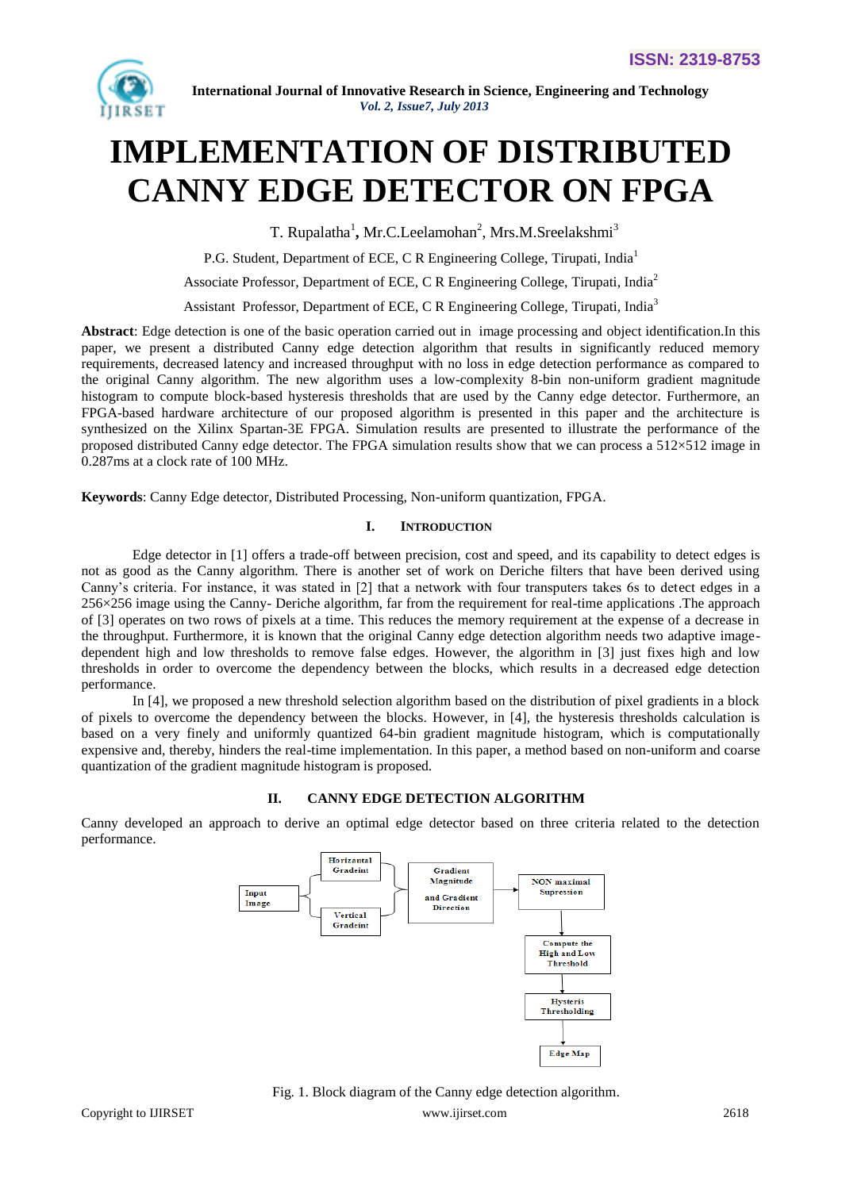# IMPLEMENTATION OF DISTRIBUTED CANNY EDGE DETECTOR ON FPGA

T. Rupalatha[1], Mr.C.Leelamohan[2], Mrs.M.Sreelakshmi[3]

P.G. Student, Department of ECE, C R Engineering College, Tirupati, India[1]

Associate Professor, Department of ECE, C R Engineering College, Tirupati, India[2]

Assistant Professor, Department of ECE, C R Engineering College, Tirupati, India[3]

**Abstract**: Edge detection is one of the basic operation carried out in image processing and object identification.In this paper, we present a distributed Canny edge detection algorithm that results in significantly reduced memory requirements, decreased latency and increased throughput with no loss in edge detection performance as compared to the original Canny algorithm. The new algorithm uses a low-complexity 8-bin non-uniform gradient magnitude histogram to compute block-based hysteresis thresholds that are used by the Canny edge detector. Furthermore, an FPGA-based hardware architecture of our proposed algorithm is presented in this paper and the architecture is synthesized on the Xilinx Spartan-3E FPGA. Simulation results are presented to illustrate the performance of the proposed distributed Canny edge detector. The FPGA simulation results show that we can process a 512×512 image in 0.287ms at a clock rate of 100 MHz.

**Keywords**: Canny Edge detector, Distributed Processing, Non-uniform quantization, FPGA.

## I. INTRODUCTION

Edge detector in [1] offers a trade-off between precision, cost and speed, and its capability to detect edges is not as good as the Canny algorithm. There is another set of work on Deriche filters that have been derived using Canny's criteria. For instance, it was stated in [2] that a network with four transputers takes 6s to detect edges in a 256×256 image using the Canny- Deriche algorithm, far from the requirement for real-time applications .The approach of [3] operates on two rows of pixels at a time. This reduces the memory requirement at the expense of a decrease in the throughput. Furthermore, it is known that the original Canny edge detection algorithm needs two adaptive image-dependent high and low thresholds to remove false edges. However, the algorithm in [3] just fixes high and low thresholds in order to overcome the dependency between the blocks, which results in a decreased edge detection performance.

In [4], we proposed a new threshold selection algorithm based on the distribution of pixel gradients in a block of pixels to overcome the dependency between the blocks. However, in [4], the hysteresis thresholds calculation is based on a very finely and uniformly quantized 64-bin gradient magnitude histogram, which is computationally expensive and, thereby, hinders the real-time implementation. In this paper, a method based on non-uniform and coarse quantization of the gradient magnitude histogram is proposed.

## II. CANNY EDGE DETECTION ALGORITHM

Canny developed an approach to derive an optimal edge detector based on three criteria related to the detection performance.

Input Image → Horizontal Gradeint / Vertical Gradeint → Gradient Magnitude and Gradient Direction → NON maximal Supression → Compute the High and Low Threshold → Hysteris Thresholding → Edge Map

Fig. 1. Block diagram of the Canny edge detection algorithm.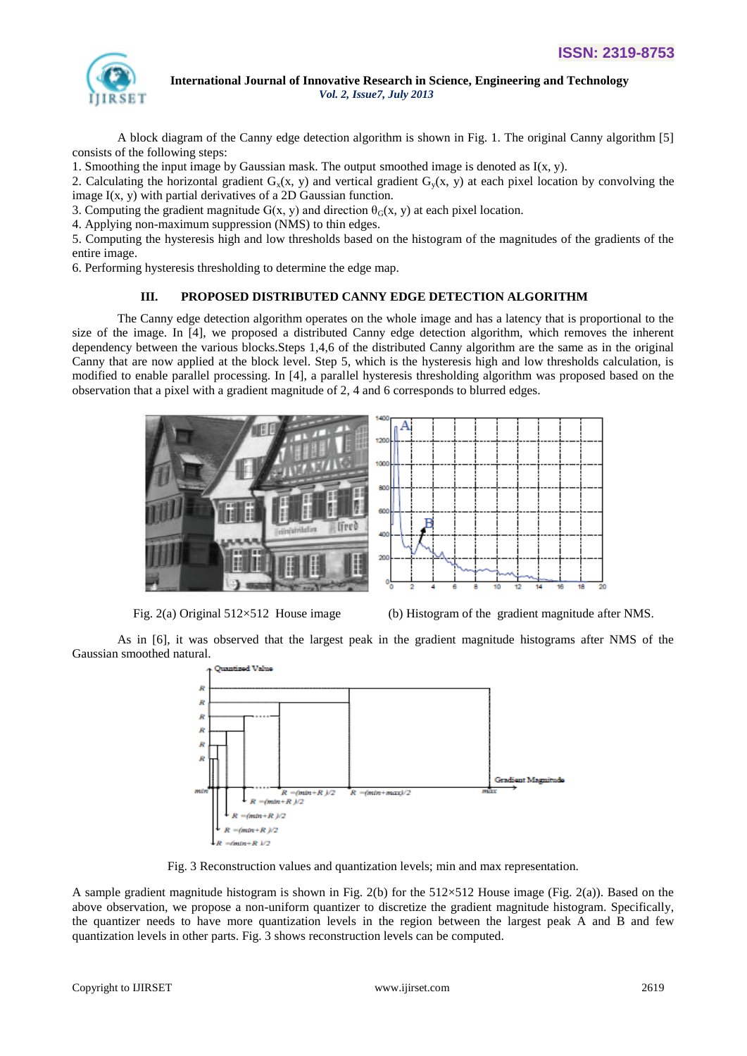A block diagram of the Canny edge detection algorithm is shown in Fig. 1. The original Canny algorithm [5] consists of the following steps:

1. Smoothing the input image by Gaussian mask. The output smoothed image is denoted as I(x, y).
2. Calculating the horizontal gradient $G_x(x, y)$ and vertical gradient $G_y(x, y)$ at each pixel location by convolving the image I(x, y) with partial derivatives of a 2D Gaussian function.
3. Computing the gradient magnitude G(x, y) and direction $\theta_G(x, y)$ at each pixel location.
4. Applying non-maximum suppression (NMS) to thin edges.
5. Computing the hysteresis high and low thresholds based on the histogram of the magnitudes of the gradients of the entire image.
6. Performing hysteresis thresholding to determine the edge map.

## III. PROPOSED DISTRIBUTED CANNY EDGE DETECTION ALGORITHM

The Canny edge detection algorithm operates on the whole image and has a latency that is proportional to the size of the image. In [4], we proposed a distributed Canny edge detection algorithm, which removes the inherent dependency between the various blocks.Steps 1,4,6 of the distributed Canny algorithm are the same as in the original Canny that are now applied at the block level. Step 5, which is the hysteresis high and low thresholds calculation, is modified to enable parallel processing. In [4], a parallel hysteresis thresholding algorithm was proposed based on the observation that a pixel with a gradient magnitude of 2, 4 and 6 corresponds to blurred edges.

Fig. 2(a) Original 512×512 House image (b) Histogram of the gradient magnitude after NMS.

As in [6], it was observed that the largest peak in the gradient magnitude histograms after NMS of the Gaussian smoothed natural.

Fig. 3 Reconstruction values and quantization levels; min and max representation.

A sample gradient magnitude histogram is shown in Fig. 2(b) for the 512×512 House image (Fig. 2(a)). Based on the above observation, we propose a non-uniform quantizer to discretize the gradient magnitude histogram. Specifically, the quantizer needs to have more quantization levels in the region between the largest peak A and B and few quantization levels in other parts. Fig. 3 shows reconstruction levels can be computed.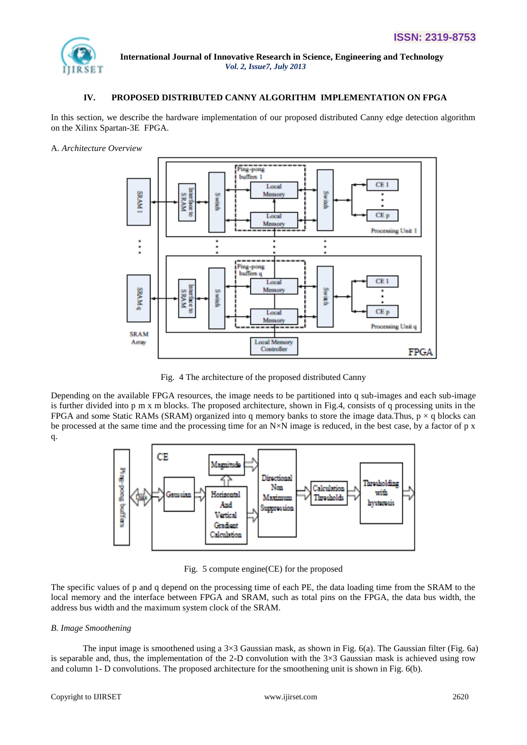## IV. PROPOSED DISTRIBUTED CANNY ALGORITHM IMPLEMENTATION ON FPGA

In this section, we describe the hardware implementation of our proposed distributed Canny edge detection algorithm on the Xilinx Spartan-3E FPGA.

### A. *Architecture Overview*

Fig. 4 The architecture of the proposed distributed Canny

Depending on the available FPGA resources, the image needs to be partitioned into q sub-images and each sub-image is further divided into p m x m blocks. The proposed architecture, shown in Fig.4, consists of q processing units in the FPGA and some Static RAMs (SRAM) organized into q memory banks to store the image data.Thus, p × q blocks can be processed at the same time and the processing time for an N×N image is reduced, in the best case, by a factor of p x q.

Fig. 5 compute engine(CE) for the proposed

The specific values of p and q depend on the processing time of each PE, the data loading time from the SRAM to the local memory and the interface between FPGA and SRAM, such as total pins on the FPGA, the data bus width, the address bus width and the maximum system clock of the SRAM.

### *B. Image Smoothening*

The input image is smoothened using a 3×3 Gaussian mask, as shown in Fig. 6(a). The Gaussian filter (Fig. 6a) is separable and, thus, the implementation of the 2-D convolution with the 3×3 Gaussian mask is achieved using row and column 1- D convolutions. The proposed architecture for the smoothening unit is shown in Fig. 6(b).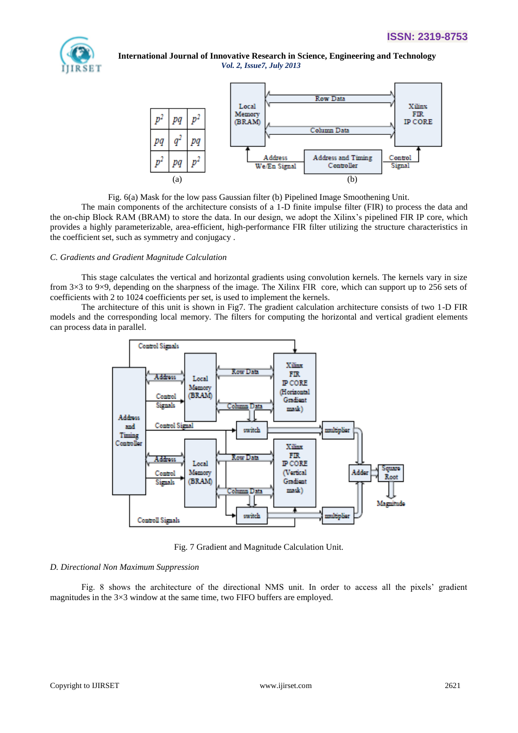| $p^2$ | $pq$ | $p^2$ |
|---|---|---|
| $pq$ | $q^2$ | $pq$ |
| $p^2$ | $pq$ | $p^2$ |

(a)

(b)

Fig. 6(a) Mask for the low pass Gaussian filter (b) Pipelined Image Smoothening Unit.

The main components of the architecture consists of a 1-D finite impulse filter (FIR) to process the data and the on-chip Block RAM (BRAM) to store the data. In our design, we adopt the Xilinx's pipelined FIR IP core, which provides a highly parameterizable, area-efficient, high-performance FIR filter utilizing the structure characteristics in the coefficient set, such as symmetry and conjugacy .

### C. Gradients and Gradient Magnitude Calculation

This stage calculates the vertical and horizontal gradients using convolution kernels. The kernels vary in size from 3×3 to 9×9, depending on the sharpness of the image. The Xilinx FIR core, which can support up to 256 sets of coefficients with 2 to 1024 coefficients per set, is used to implement the kernels.

The architecture of this unit is shown in Fig7. The gradient calculation architecture consists of two 1-D FIR models and the corresponding local memory. The filters for computing the horizontal and vertical gradient elements can process data in parallel.

Fig. 7 Gradient and Magnitude Calculation Unit.

### D. Directional Non Maximum Suppression

Fig. 8 shows the architecture of the directional NMS unit. In order to access all the pixels' gradient magnitudes in the 3×3 window at the same time, two FIFO buffers are employed.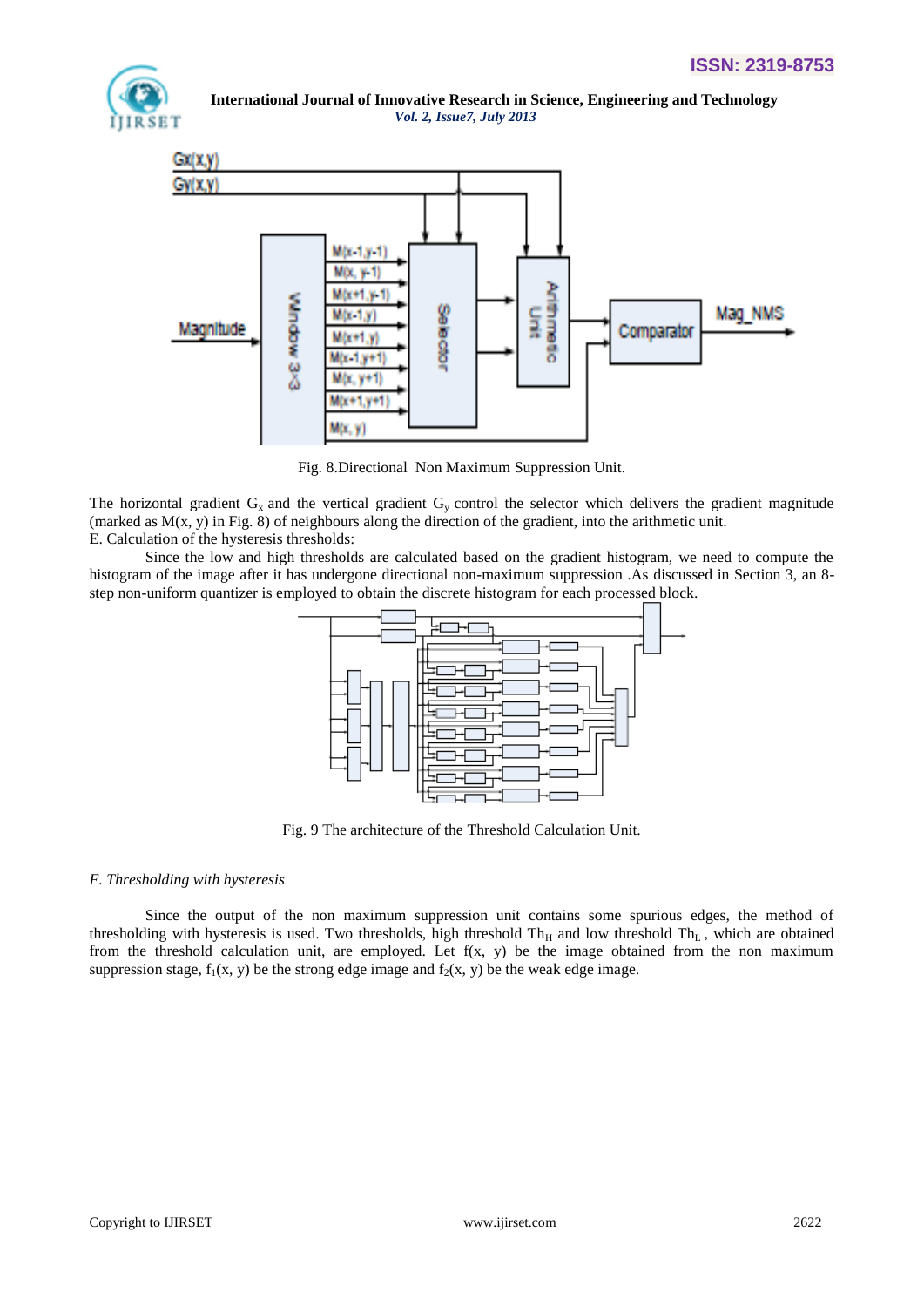Fig. 8.Directional Non Maximum Suppression Unit.

The horizontal gradient $G_x$ and the vertical gradient $G_y$ control the selector which delivers the gradient magnitude (marked as M(x, y) in Fig. 8) of neighbours along the direction of the gradient, into the arithmetic unit.

E. Calculation of the hysteresis thresholds:

Since the low and high thresholds are calculated based on the gradient histogram, we need to compute the histogram of the image after it has undergone directional non-maximum suppression .As discussed in Section 3, an 8-step non-uniform quantizer is employed to obtain the discrete histogram for each processed block.

Fig. 9 The architecture of the Threshold Calculation Unit.

*F. Thresholding with hysteresis*

Since the output of the non maximum suppression unit contains some spurious edges, the method of thresholding with hysteresis is used. Two thresholds, high threshold $Th_H$ and low threshold $Th_L$ , which are obtained from the threshold calculation unit, are employed. Let f(x, y) be the image obtained from the non maximum suppression stage, $f_1(x, y)$ be the strong edge image and $f_2(x, y)$ be the weak edge image.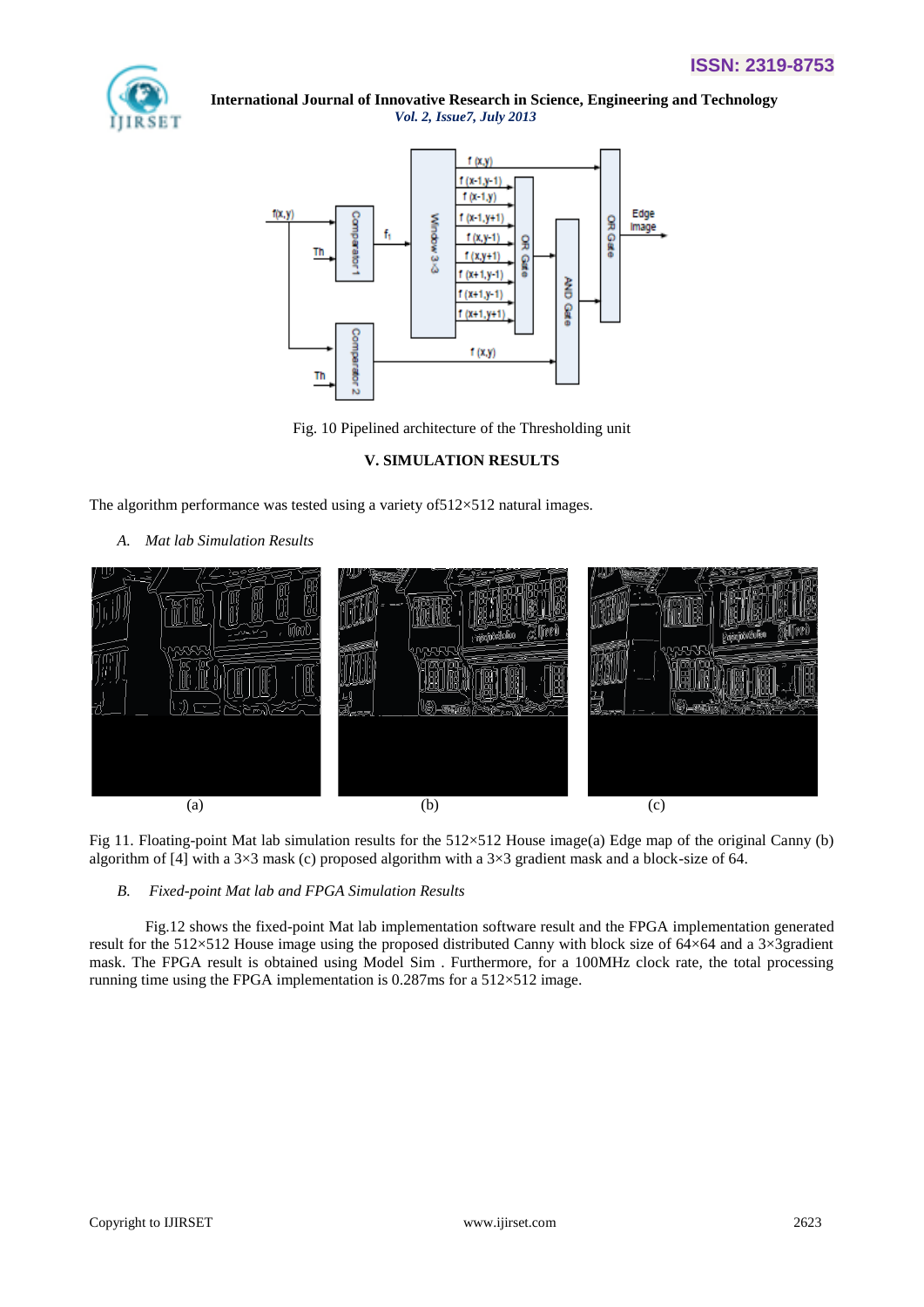Fig. 10 Pipelined architecture of the Thresholding unit

## V. SIMULATION RESULTS

The algorithm performance was tested using a variety of512×512 natural images.

### *A. Mat lab Simulation Results*

(a) (b) (c)

Fig 11. Floating-point Mat lab simulation results for the 512×512 House image(a) Edge map of the original Canny (b) algorithm of [4] with a 3×3 mask (c) proposed algorithm with a 3×3 gradient mask and a block-size of 64.

### *B. Fixed-point Mat lab and FPGA Simulation Results*

Fig.12 shows the fixed-point Mat lab implementation software result and the FPGA implementation generated result for the 512×512 House image using the proposed distributed Canny with block size of 64×64 and a 3×3gradient mask. The FPGA result is obtained using Model Sim . Furthermore, for a 100MHz clock rate, the total processing running time using the FPGA implementation is 0.287ms for a 512×512 image.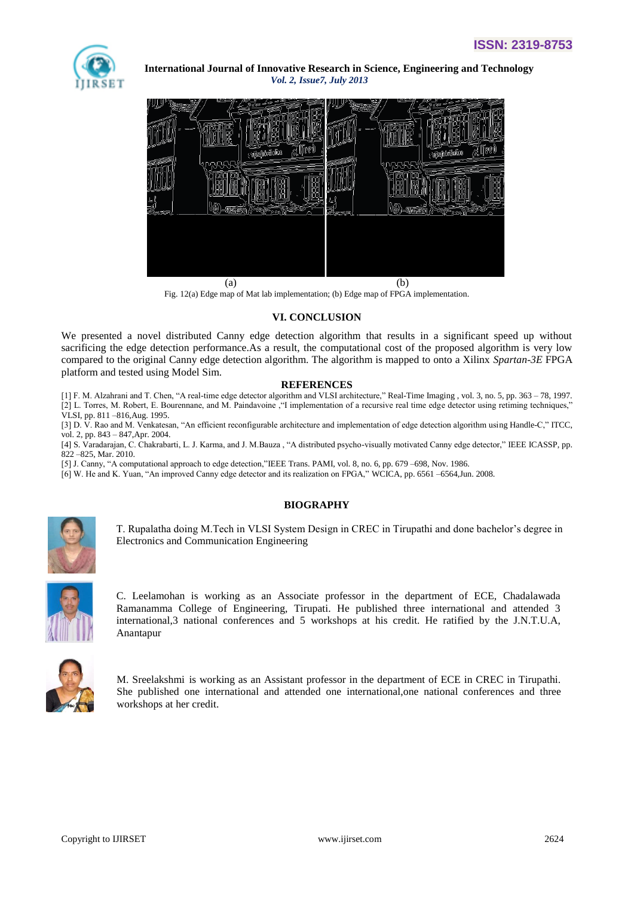(a) (b)

Fig. 12(a) Edge map of Mat lab implementation; (b) Edge map of FPGA implementation.

## VI. CONCLUSION

We presented a novel distributed Canny edge detection algorithm that results in a significant speed up without sacrificing the edge detection performance.As a result, the computational cost of the proposed algorithm is very low compared to the original Canny edge detection algorithm. The algorithm is mapped to onto a Xilinx *Spartan-3E* FPGA platform and tested using Model Sim.

## REFERENCES

[1] F. M. Alzahrani and T. Chen, "A real-time edge detector algorithm and VLSI architecture," Real-Time Imaging , vol. 3, no. 5, pp. 363 – 78, 1997.
[2] L. Torres, M. Robert, E. Bourennane, and M. Paindavoine ,"I implementation of a recursive real time edge detector using retiming techniques," VLSI, pp. 811 –816,Aug. 1995.
[3] D. V. Rao and M. Venkatesan, "An efficient reconfigurable architecture and implementation of edge detection algorithm using Handle-C," ITCC, vol. 2, pp. 843 – 847,Apr. 2004.
[4] S. Varadarajan, C. Chakrabarti, L. J. Karma, and J. M.Bauza , "A distributed psycho-visually motivated Canny edge detector," IEEE ICASSP, pp. 822 –825, Mar. 2010.
[5] J. Canny, "A computational approach to edge detection,"IEEE Trans. PAMI, vol. 8, no. 6, pp. 679 –698, Nov. 1986.
[6] W. He and K. Yuan, "An improved Canny edge detector and its realization on FPGA," WCICA, pp. 6561 –6564,Jun. 2008.

## BIOGRAPHY

T. Rupalatha doing M.Tech in VLSI System Design in CREC in Tirupathi and done bachelor's degree in Electronics and Communication Engineering

C. Leelamohan is working as an Associate professor in the department of ECE, Chadalawada Ramanamma College of Engineering, Tirupati. He published three international and attended 3 international,3 national conferences and 5 workshops at his credit. He ratified by the J.N.T.U.A, Anantapur

M. Sreelakshmi is working as an Assistant professor in the department of ECE in CREC in Tirupathi. She published one international and attended one international,one national conferences and three workshops at her credit.